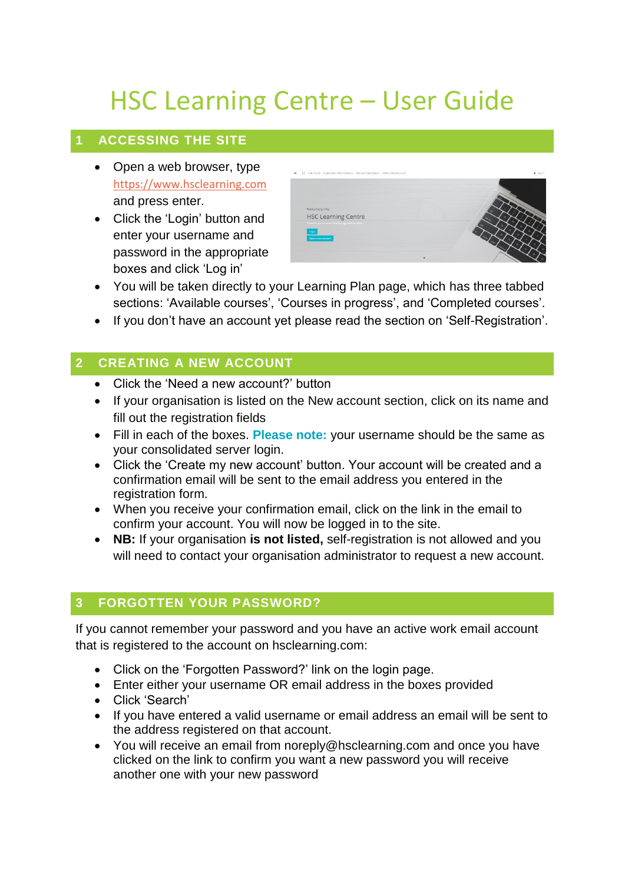# HSC Learning Centre – User Guide

## 1 ACCESSING THE SITE

- Open a web browser, type https://www.hsclearning.com and press enter.
- Click the 'Login' button and enter your username and password in the appropriate boxes and click 'Log in'
- You will be taken directly to your Learning Plan page, which has three tabbed sections: 'Available courses', 'Courses in progress', and 'Completed courses'.
- If you don't have an account yet please read the section on 'Self-Registration'.

## 2 CREATING A NEW ACCOUNT

- Click the 'Need a new account?' button
- If your organisation is listed on the New account section, click on its name and fill out the registration fields
- Fill in each of the boxes. **Please note:** your username should be the same as your consolidated server login.
- Click the 'Create my new account' button. Your account will be created and a confirmation email will be sent to the email address you entered in the registration form.
- When you receive your confirmation email, click on the link in the email to confirm your account. You will now be logged in to the site.
- **NB:** If your organisation **is not listed,** self-registration is not allowed and you will need to contact your organisation administrator to request a new account.

## 3 FORGOTTEN YOUR PASSWORD?

If you cannot remember your password and you have an active work email account that is registered to the account on hsclearning.com:

- Click on the 'Forgotten Password?' link on the login page.
- Enter either your username OR email address in the boxes provided
- Click 'Search'
- If you have entered a valid username or email address an email will be sent to the address registered on that account.
- You will receive an email from noreply@hsclearning.com and once you have clicked on the link to confirm you want a new password you will receive another one with your new password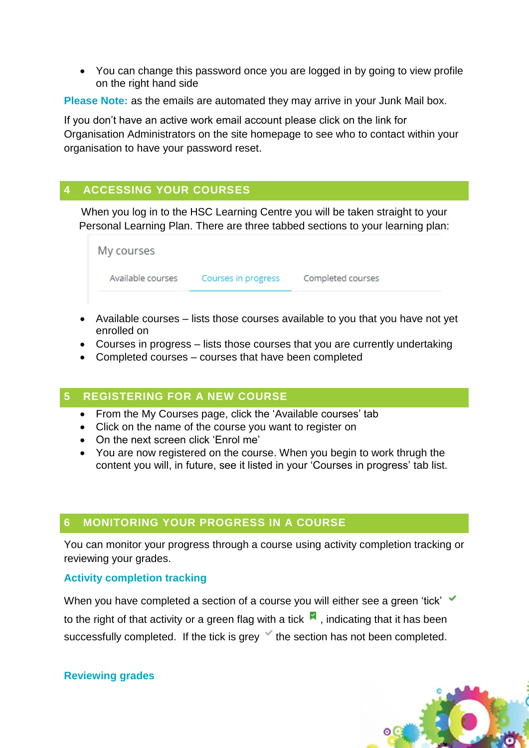- You can change this password once you are logged in by going to view profile on the right hand side

**Please Note:** as the emails are automated they may arrive in your Junk Mail box.

If you don't have an active work email account please click on the link for Organisation Administrators on the site homepage to see who to contact within your organisation to have your password reset.

## 4 ACCESSING YOUR COURSES

When you log in to the HSC Learning Centre you will be taken straight to your Personal Learning Plan. There are three tabbed sections to your learning plan:

My courses

Available courses | Courses in progress | Completed courses

- Available courses – lists those courses available to you that you have not yet enrolled on
- Courses in progress – lists those courses that you are currently undertaking
- Completed courses – courses that have been completed

## 5 REGISTERING FOR A NEW COURSE

- From the My Courses page, click the 'Available courses' tab
- Click on the name of the course you want to register on
- On the next screen click 'Enrol me'
- You are now registered on the course. When you begin to work thrugh the content you will, in future, see it listed in your 'Courses in progress' tab list.

## 6 MONITORING YOUR PROGRESS IN A COURSE

You can monitor your progress through a course using activity completion tracking or reviewing your grades.

### Activity completion tracking

When you have completed a section of a course you will either see a green 'tick' ✔ to the right of that activity or a green flag with a tick, indicating that it has been successfully completed. If the tick is grey ✔ the section has not been completed.

### Reviewing grades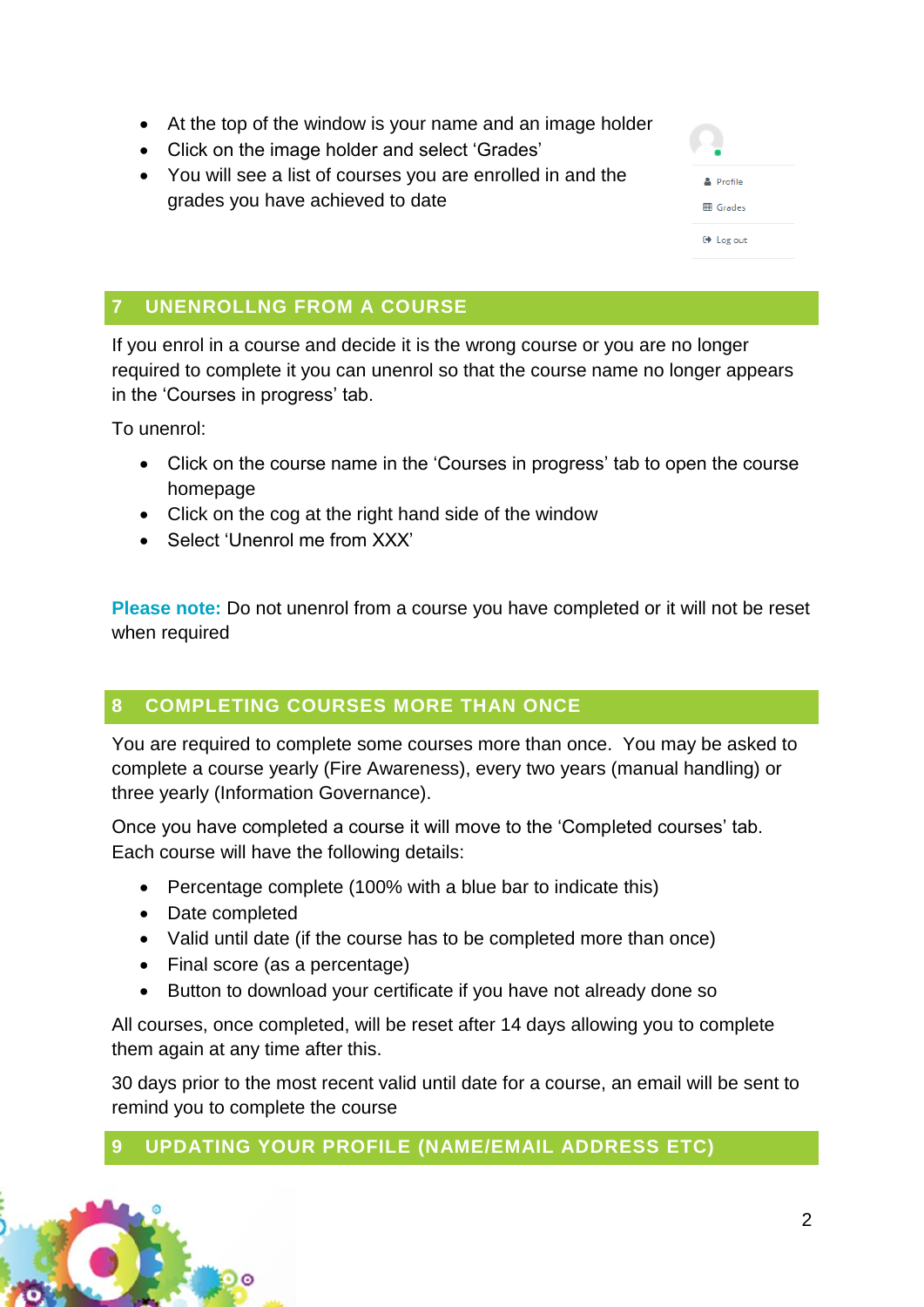- At the top of the window is your name and an image holder
- Click on the image holder and select ‘Grades’
- You will see a list of courses you are enrolled in and the grades you have achieved to date

## 7 UNENROLLNG FROM A COURSE

If you enrol in a course and decide it is the wrong course or you are no longer required to complete it you can unenrol so that the course name no longer appears in the ‘Courses in progress’ tab.

To unenrol:

- Click on the course name in the ‘Courses in progress’ tab to open the course homepage
- Click on the cog at the right hand side of the window
- Select ‘Unenrol me from XXX’

**Please note:** Do not unenrol from a course you have completed or it will not be reset when required

## 8 COMPLETING COURSES MORE THAN ONCE

You are required to complete some courses more than once. You may be asked to complete a course yearly (Fire Awareness), every two years (manual handling) or three yearly (Information Governance).

Once you have completed a course it will move to the ‘Completed courses’ tab. Each course will have the following details:

- Percentage complete (100% with a blue bar to indicate this)
- Date completed
- Valid until date (if the course has to be completed more than once)
- Final score (as a percentage)
- Button to download your certificate if you have not already done so

All courses, once completed, will be reset after 14 days allowing you to complete them again at any time after this.

30 days prior to the most recent valid until date for a course, an email will be sent to remind you to complete the course

## 9 UPDATING YOUR PROFILE (NAME/EMAIL ADDRESS ETC)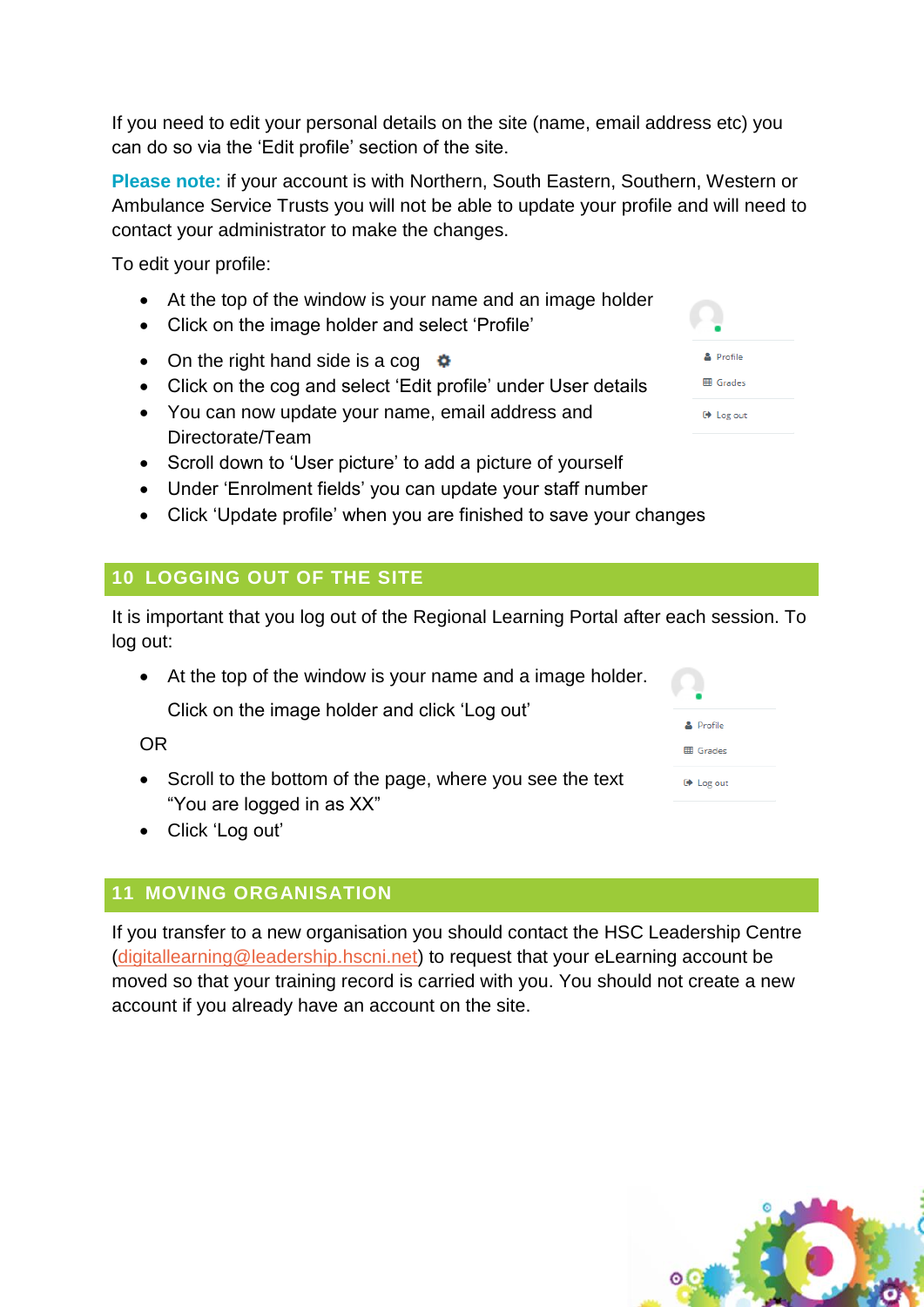If you need to edit your personal details on the site (name, email address etc) you can do so via the 'Edit profile' section of the site.

**Please note:** if your account is with Northern, South Eastern, Southern, Western or Ambulance Service Trusts you will not be able to update your profile and will need to contact your administrator to make the changes.

To edit your profile:

- At the top of the window is your name and an image holder
- Click on the image holder and select 'Profile'
- On the right hand side is a cog
- Click on the cog and select 'Edit profile' under User details
- You can now update your name, email address and Directorate/Team
- Scroll down to 'User picture' to add a picture of yourself
- Under 'Enrolment fields' you can update your staff number
- Click 'Update profile' when you are finished to save your changes

## 10 LOGGING OUT OF THE SITE

It is important that you log out of the Regional Learning Portal after each session. To log out:

- At the top of the window is your name and a image holder.

  Click on the image holder and click 'Log out'

OR

- Scroll to the bottom of the page, where you see the text "You are logged in as XX"
- Click 'Log out'

## 11 MOVING ORGANISATION

If you transfer to a new organisation you should contact the HSC Leadership Centre (digitallearning@leadership.hscni.net) to request that your eLearning account be moved so that your training record is carried with you. You should not create a new account if you already have an account on the site.